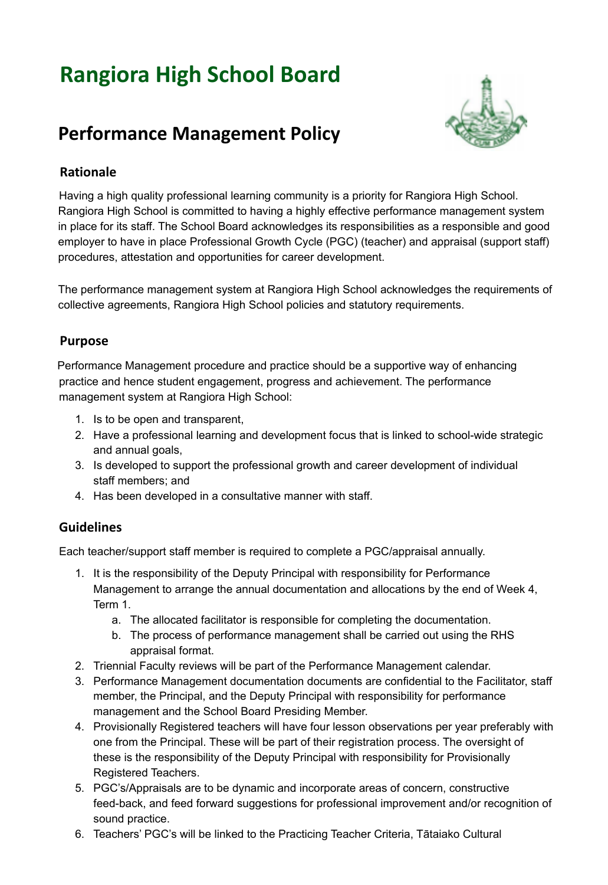# Rangiora High School Board

## Performance Management Policy

### Rationale

Having a high quality professional learning community is a priority for Rangiora High School. Rangiora High School is committed to having a highly effective performance management system in place for its staff. The School Board acknowledges its responsibilities as a responsible and good employer to have in place Professional Growth Cycle (PGC) (teacher) and appraisal (support staff) procedures, attestation and opportunities for career development.

The performance management system at Rangiora High School acknowledges the requirements of collective agreements, Rangiora High School policies and statutory requirements.

### Purpose

Performance Management procedure and practice should be a supportive way of enhancing practice and hence student engagement, progress and achievement. The performance management system at Rangiora High School:

1. Is to be open and transparent,
2. Have a professional learning and development focus that is linked to school-wide strategic and annual goals,
3. Is developed to support the professional growth and career development of individual staff members; and
4. Has been developed in a consultative manner with staff.

### Guidelines

Each teacher/support staff member is required to complete a PGC/appraisal annually.

1. It is the responsibility of the Deputy Principal with responsibility for Performance Management to arrange the annual documentation and allocations by the end of Week 4, Term 1.
    a. The allocated facilitator is responsible for completing the documentation.
    b. The process of performance management shall be carried out using the RHS appraisal format.
2. Triennial Faculty reviews will be part of the Performance Management calendar.
3. Performance Management documentation documents are confidential to the Facilitator, staff member, the Principal, and the Deputy Principal with responsibility for performance management and the School Board Presiding Member.
4. Provisionally Registered teachers will have four lesson observations per year preferably with one from the Principal. These will be part of their registration process. The oversight of these is the responsibility of the Deputy Principal with responsibility for Provisionally Registered Teachers.
5. PGC's/Appraisals are to be dynamic and incorporate areas of concern, constructive feed-back, and feed forward suggestions for professional improvement and/or recognition of sound practice.
6. Teachers' PGC's will be linked to the Practicing Teacher Criteria, Tātaiako Cultural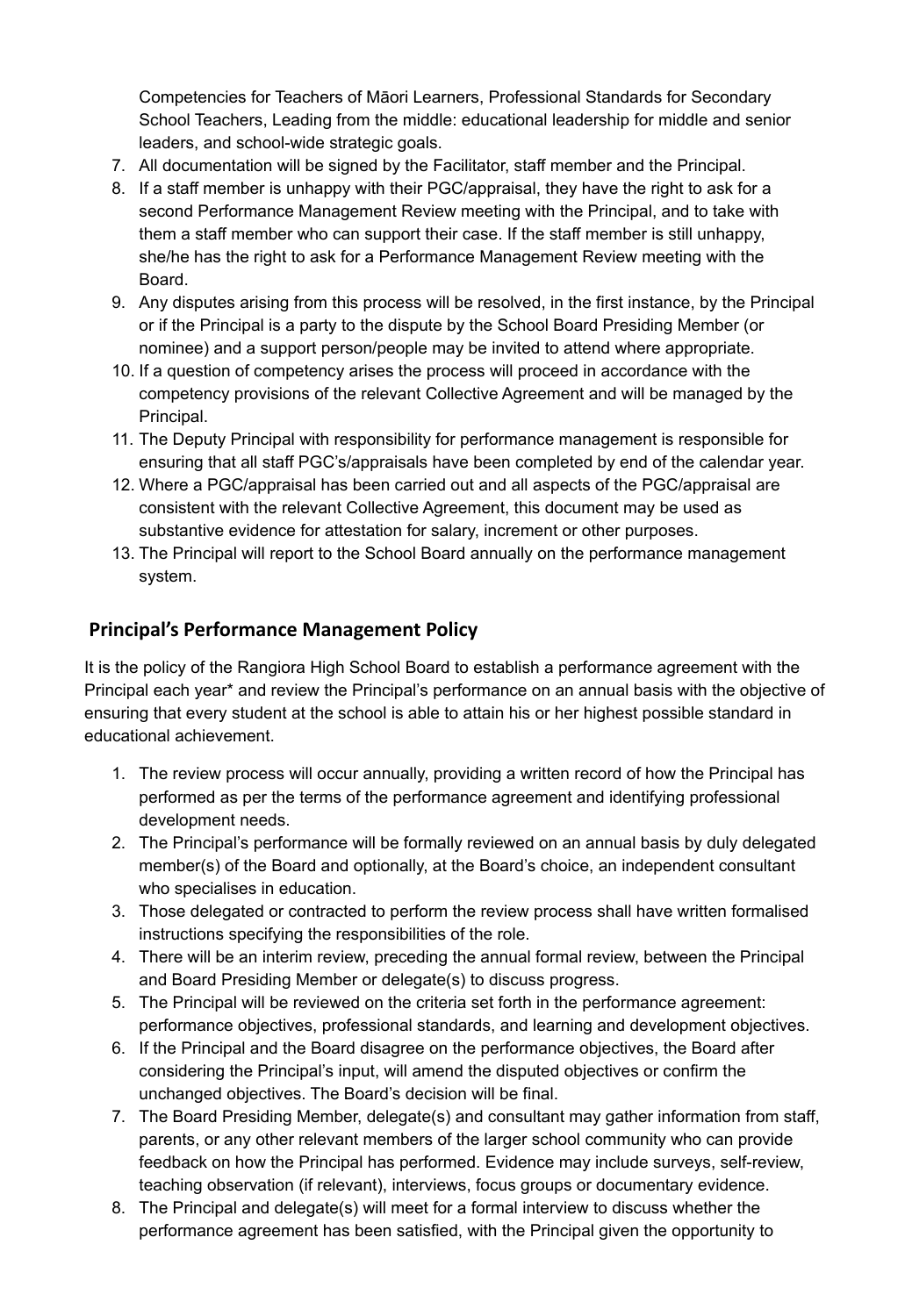Competencies for Teachers of Māori Learners, Professional Standards for Secondary School Teachers, Leading from the middle: educational leadership for middle and senior leaders, and school-wide strategic goals.

7. All documentation will be signed by the Facilitator, staff member and the Principal.
8. If a staff member is unhappy with their PGC/appraisal, they have the right to ask for a second Performance Management Review meeting with the Principal, and to take with them a staff member who can support their case. If the staff member is still unhappy, she/he has the right to ask for a Performance Management Review meeting with the Board.
9. Any disputes arising from this process will be resolved, in the first instance, by the Principal or if the Principal is a party to the dispute by the School Board Presiding Member (or nominee) and a support person/people may be invited to attend where appropriate.
10. If a question of competency arises the process will proceed in accordance with the competency provisions of the relevant Collective Agreement and will be managed by the Principal.
11. The Deputy Principal with responsibility for performance management is responsible for ensuring that all staff PGC's/appraisals have been completed by end of the calendar year.
12. Where a PGC/appraisal has been carried out and all aspects of the PGC/appraisal are consistent with the relevant Collective Agreement, this document may be used as substantive evidence for attestation for salary, increment or other purposes.
13. The Principal will report to the School Board annually on the performance management system.

## Principal's Performance Management Policy

It is the policy of the Rangiora High School Board to establish a performance agreement with the Principal each year* and review the Principal's performance on an annual basis with the objective of ensuring that every student at the school is able to attain his or her highest possible standard in educational achievement.

1. The review process will occur annually, providing a written record of how the Principal has performed as per the terms of the performance agreement and identifying professional development needs.
2. The Principal's performance will be formally reviewed on an annual basis by duly delegated member(s) of the Board and optionally, at the Board's choice, an independent consultant who specialises in education.
3. Those delegated or contracted to perform the review process shall have written formalised instructions specifying the responsibilities of the role.
4. There will be an interim review, preceding the annual formal review, between the Principal and Board Presiding Member or delegate(s) to discuss progress.
5. The Principal will be reviewed on the criteria set forth in the performance agreement: performance objectives, professional standards, and learning and development objectives.
6. If the Principal and the Board disagree on the performance objectives, the Board after considering the Principal's input, will amend the disputed objectives or confirm the unchanged objectives. The Board's decision will be final.
7. The Board Presiding Member, delegate(s) and consultant may gather information from staff, parents, or any other relevant members of the larger school community who can provide feedback on how the Principal has performed. Evidence may include surveys, self-review, teaching observation (if relevant), interviews, focus groups or documentary evidence.
8. The Principal and delegate(s) will meet for a formal interview to discuss whether the performance agreement has been satisfied, with the Principal given the opportunity to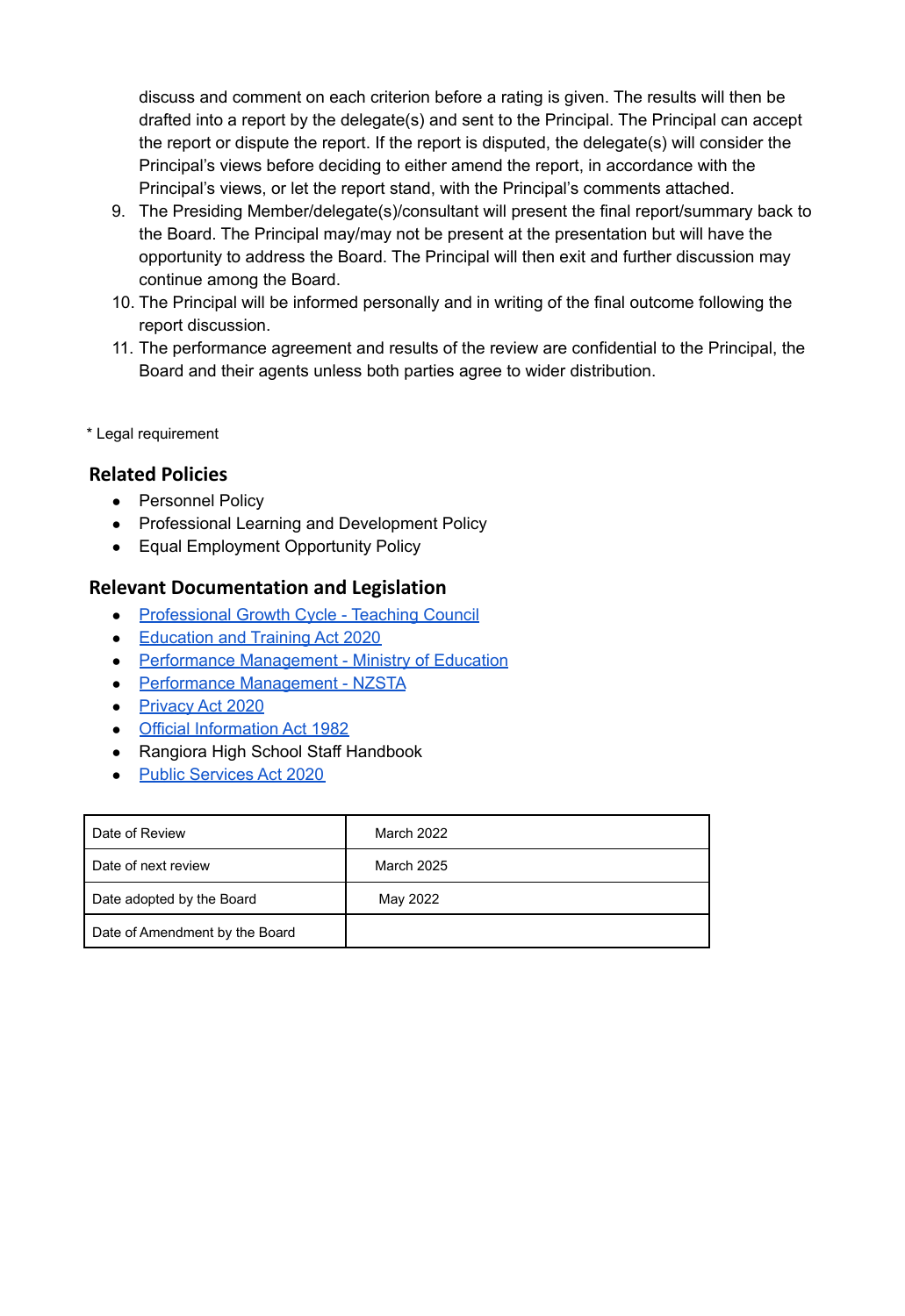discuss and comment on each criterion before a rating is given. The results will then be drafted into a report by the delegate(s) and sent to the Principal. The Principal can accept the report or dispute the report. If the report is disputed, the delegate(s) will consider the Principal's views before deciding to either amend the report, in accordance with the Principal's views, or let the report stand, with the Principal's comments attached.

9. The Presiding Member/delegate(s)/consultant will present the final report/summary back to the Board. The Principal may/may not be present at the presentation but will have the opportunity to address the Board. The Principal will then exit and further discussion may continue among the Board.
10. The Principal will be informed personally and in writing of the final outcome following the report discussion.
11. The performance agreement and results of the review are confidential to the Principal, the Board and their agents unless both parties agree to wider distribution.

* Legal requirement

## Related Policies

- Personnel Policy
- Professional Learning and Development Policy
- Equal Employment Opportunity Policy

## Relevant Documentation and Legislation

- Professional Growth Cycle - Teaching Council
- Education and Training Act 2020
- Performance Management - Ministry of Education
- Performance Management - NZSTA
- Privacy Act 2020
- Official Information Act 1982
- Rangiora High School Staff Handbook
- Public Services Act 2020

| | |
|---|---|
| Date of Review | March 2022 |
| Date of next review | March 2025 |
| Date adopted by the Board | May 2022 |
| Date of Amendment by the Board | |